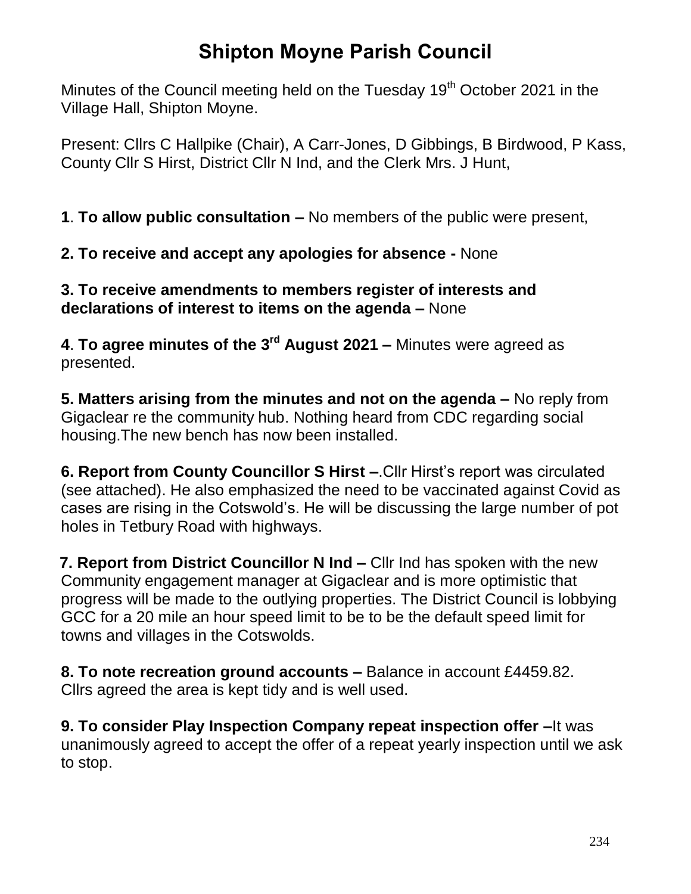# Shipton Moyne Parish Council

Minutes of the Council meeting held on the Tuesday 19th October 2021 in the Village Hall, Shipton Moyne.

Present: Cllrs C Hallpike (Chair), A Carr-Jones, D Gibbings, B Birdwood, P Kass, County Cllr S Hirst, District Cllr N Ind, and the Clerk Mrs. J Hunt,

**1**. **To allow public consultation –** No members of the public were present,

**2. To receive and accept any apologies for absence -** None

**3. To receive amendments to members register of interests and declarations of interest to items on the agenda –** None

**4**. **To agree minutes of the 3rd August 2021 –** Minutes were agreed as presented.

**5. Matters arising from the minutes and not on the agenda –** No reply from Gigaclear re the community hub. Nothing heard from CDC regarding social housing.The new bench has now been installed.

**6. Report from County Councillor S Hirst –**.Cllr Hirst's report was circulated (see attached). He also emphasized the need to be vaccinated against Covid as cases are rising in the Cotswold's. He will be discussing the large number of pot holes in Tetbury Road with highways.

**7. Report from District Councillor N Ind –** Cllr Ind has spoken with the new Community engagement manager at Gigaclear and is more optimistic that progress will be made to the outlying properties. The District Council is lobbying GCC for a 20 mile an hour speed limit to be to be the default speed limit for towns and villages in the Cotswolds.

**8. To note recreation ground accounts –** Balance in account £4459.82. Cllrs agreed the area is kept tidy and is well used.

**9. To consider Play Inspection Company repeat inspection offer –**It was unanimously agreed to accept the offer of a repeat yearly inspection until we ask to stop.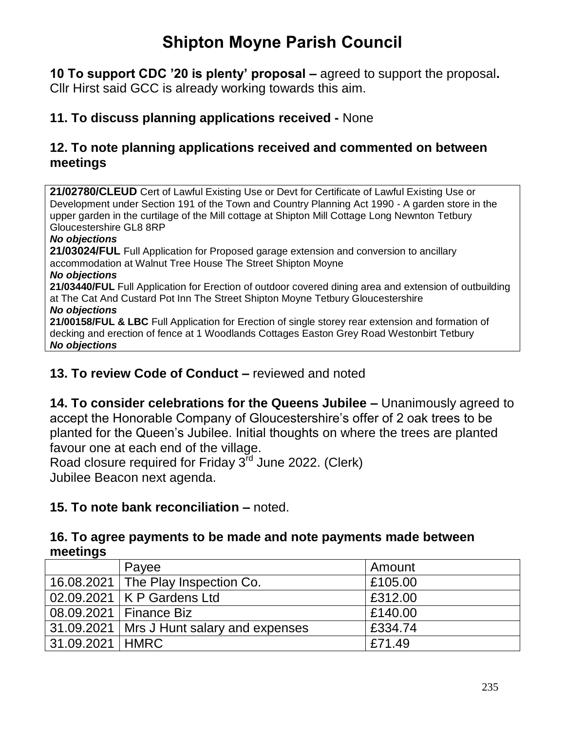# Shipton Moyne Parish Council

**10 To support CDC '20 is plenty' proposal –** agreed to support the proposal**.** Cllr Hirst said GCC is already working towards this aim.

**11. To discuss planning applications received -** None

**12. To note planning applications received and commented on between meetings**

**21/02780/CLEUD** Cert of Lawful Existing Use or Devt for Certificate of Lawful Existing Use or Development under Section 191 of the Town and Country Planning Act 1990 - A garden store in the upper garden in the curtilage of the Mill cottage at Shipton Mill Cottage Long Newnton Tetbury Gloucestershire GL8 8RP
***No objections***
**21/03024/FUL** Full Application for Proposed garage extension and conversion to ancillary accommodation at Walnut Tree House The Street Shipton Moyne
***No objections***
**21/03440/FUL** Full Application for Erection of outdoor covered dining area and extension of outbuilding at The Cat And Custard Pot Inn The Street Shipton Moyne Tetbury Gloucestershire
***No objections***
**21/00158/FUL & LBC** Full Application for Erection of single storey rear extension and formation of decking and erection of fence at 1 Woodlands Cottages Easton Grey Road Westonbirt Tetbury
***No objections***

**13. To review Code of Conduct –** reviewed and noted

**14. To consider celebrations for the Queens Jubilee –** Unanimously agreed to accept the Honorable Company of Gloucestershire's offer of 2 oak trees to be planted for the Queen's Jubilee. Initial thoughts on where the trees are planted favour one at each end of the village.
Road closure required for Friday 3rd June 2022. (Clerk)
Jubilee Beacon next agenda.

**15. To note bank reconciliation –** noted.

**16. To agree payments to be made and note payments made between meetings**

| | Payee | Amount |
|---|---|---|
| 16.08.2021 | The Play Inspection Co. | £105.00 |
| 02.09.2021 | K P Gardens Ltd | £312.00 |
| 08.09.2021 | Finance Biz | £140.00 |
| 31.09.2021 | Mrs J Hunt salary and expenses | £334.74 |
| 31.09.2021 | HMRC | £71.49 |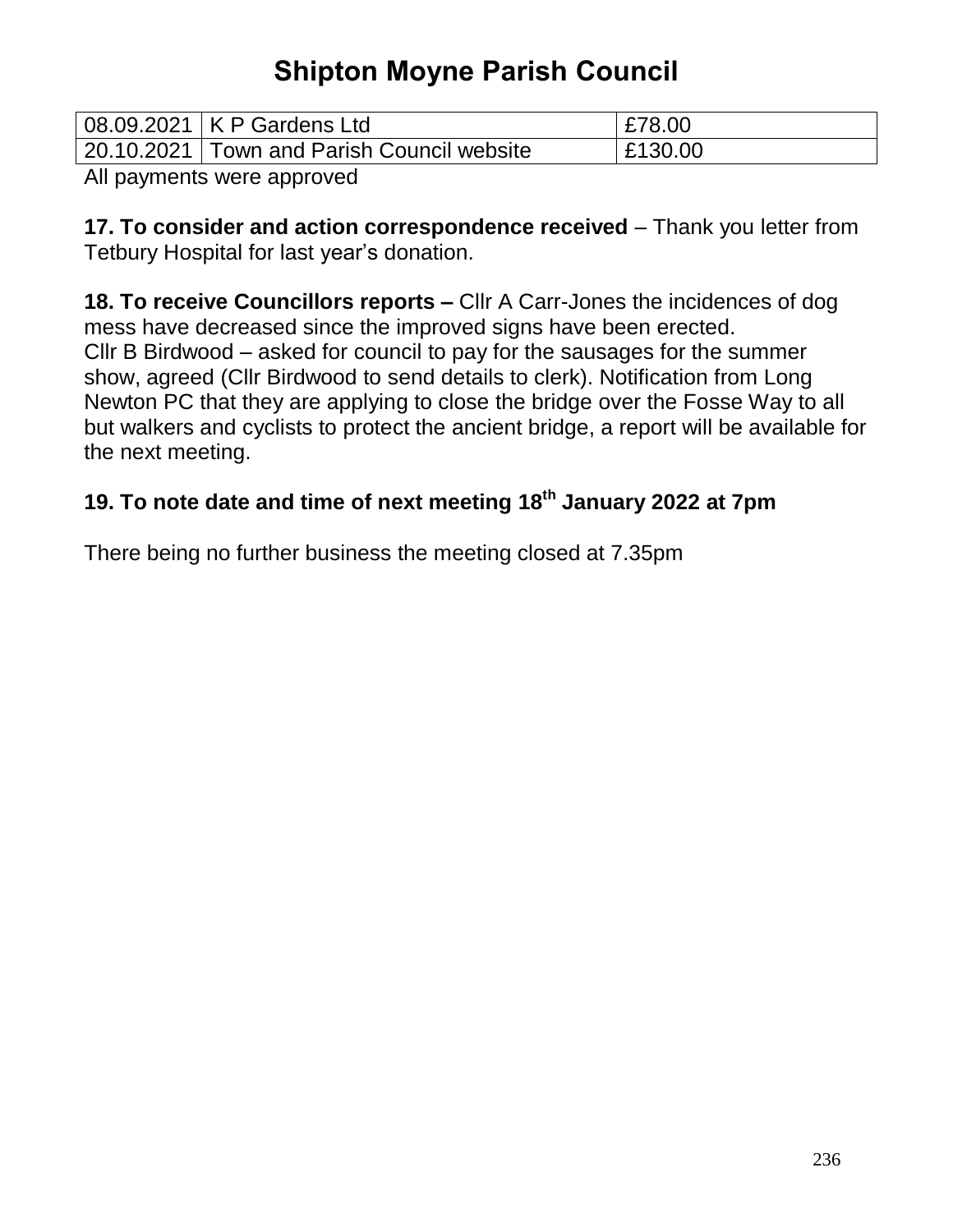# Shipton Moyne Parish Council

| | | |
|---|---|---|
| 08.09.2021 | K P Gardens Ltd | £78.00 |
| 20.10.2021 | Town and Parish Council website | £130.00 |

All payments were approved

**17. To consider and action correspondence received** – Thank you letter from Tetbury Hospital for last year's donation.

**18. To receive Councillors reports –** Cllr A Carr-Jones the incidences of dog mess have decreased since the improved signs have been erected.
Cllr B Birdwood – asked for council to pay for the sausages for the summer show, agreed (Cllr Birdwood to send details to clerk). Notification from Long Newton PC that they are applying to close the bridge over the Fosse Way to all but walkers and cyclists to protect the ancient bridge, a report will be available for the next meeting.

**19. To note date and time of next meeting 18th January 2022 at 7pm**

There being no further business the meeting closed at 7.35pm